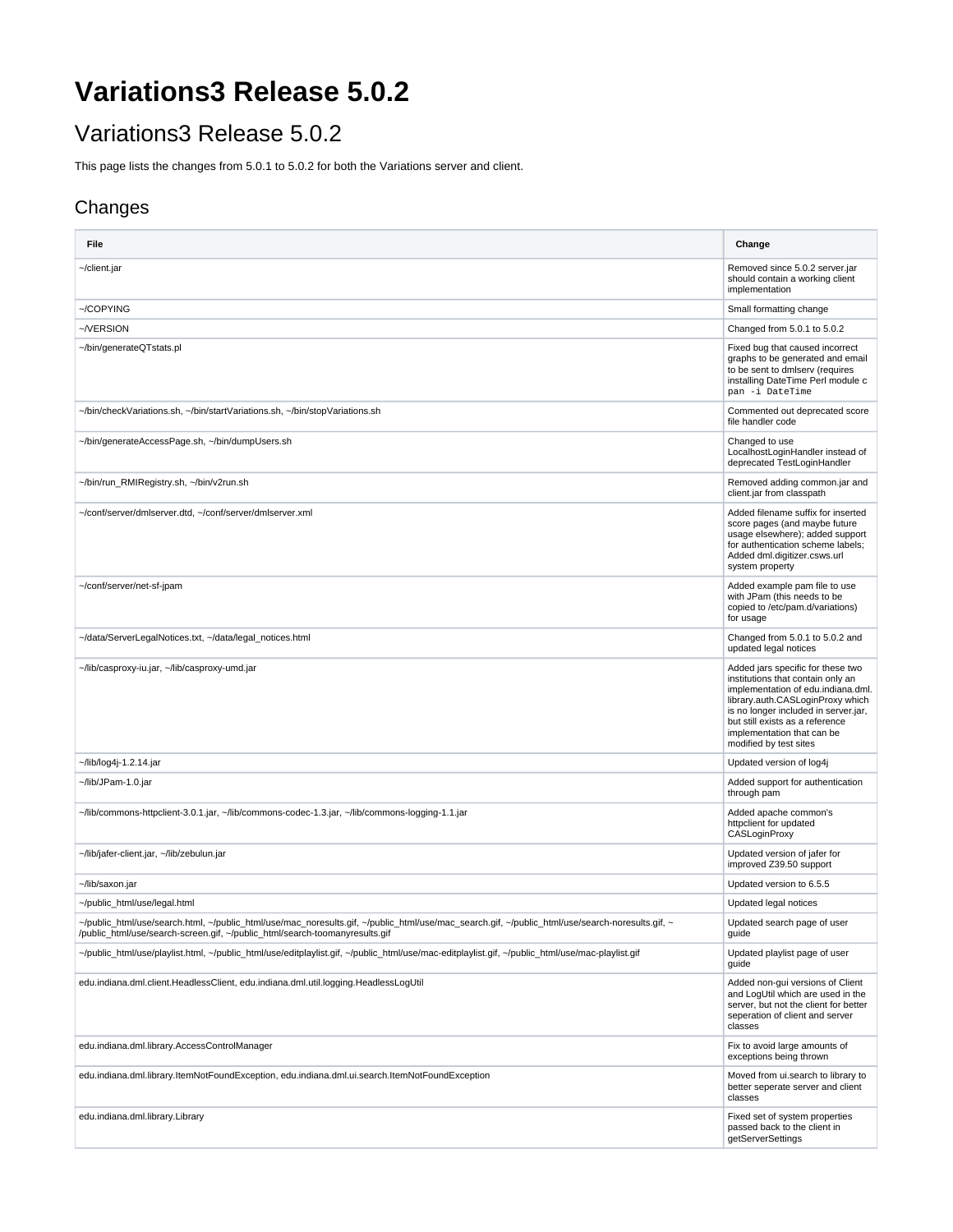# Variations3 Release 5.0.2

## Variations3 Release 5.0.2

This page lists the changes from 5.0.1 to 5.0.2 for both the Variations server and client.

## Changes

| File | Change |
| --- | --- |
| ~/client.jar | Removed since 5.0.2 server.jar should contain a working client implementation |
| ~/COPYING | Small formatting change |
| ~/VERSION | Changed from 5.0.1 to 5.0.2 |
| ~/bin/generateQTstats.pl | Fixed bug that caused incorrect graphs to be generated and email to be sent to dmlserv (requires installing DateTime Perl module `cpan -i DateTime` |
| ~/bin/checkVariations.sh, ~/bin/startVariations.sh, ~/bin/stopVariations.sh | Commented out deprecated score file handler code |
| ~/bin/generateAccessPage.sh, ~/bin/dumpUsers.sh | Changed to use LocalhostLoginHandler instead of deprecated TestLoginHandler |
| ~/bin/run_RMIRegistry.sh, ~/bin/v2run.sh | Removed adding common.jar and client.jar from classpath |
| ~/conf/server/dmlserver.dtd, ~/conf/server/dmlserver.xml | Added filename suffix for inserted score pages (and maybe future usage elsewhere); added support for authentication scheme labels; Added dml.digitizer.csws.url system property |
| ~/conf/server/net-sf-jpam | Added example pam file to use with JPam (this needs to be copied to /etc/pam.d/variations) for usage |
| ~/data/ServerLegalNotices.txt, ~/data/legal_notices.html | Changed from 5.0.1 to 5.0.2 and updated legal notices |
| ~/lib/casproxy-iu.jar, ~/lib/casproxy-umd.jar | Added jars specific for these two institutions that contain only an implementation of edu.indiana.dml.library.auth.CASLoginProxy which is no longer included in server.jar, but still exists as a reference implementation that can be modified by test sites |
| ~/lib/log4j-1.2.14.jar | Updated version of log4j |
| ~/lib/JPam-1.0.jar | Added support for authentication through pam |
| ~/lib/commons-httpclient-3.0.1.jar, ~/lib/commons-codec-1.3.jar, ~/lib/commons-logging-1.1.jar | Added apache common's httpclient for updated CASLoginProxy |
| ~/lib/jafer-client.jar, ~/lib/zebulun.jar | Updated version of jafer for improved Z39.50 support |
| ~/lib/saxon.jar | Updated version to 6.5.5 |
| ~/public_html/use/legal.html | Updated legal notices |
| ~/public_html/use/search.html, ~/public_html/use/mac_noresults.gif, ~/public_html/use/mac_search.gif, ~/public_html/use/search-noresults.gif, ~/public_html/use/search-screen.gif, ~/public_html/search-toomanyresults.gif | Updated search page of user guide |
| ~/public_html/use/playlist.html, ~/public_html/use/editplaylist.gif, ~/public_html/use/mac-editplaylist.gif, ~/public_html/use/mac-playlist.gif | Updated playlist page of user guide |
| edu.indiana.dml.client.HeadlessClient, edu.indiana.dml.util.logging.HeadlessLogUtil | Added non-gui versions of Client and LogUtil which are used in the server, but not the client for better seperation of client and server classes |
| edu.indiana.dml.library.AccessControlManager | Fix to avoid large amounts of exceptions being thrown |
| edu.indiana.dml.library.ItemNotFoundException, edu.indiana.dml.ui.search.ItemNotFoundException | Moved from ui.search to library to better seperate server and client classes |
| edu.indiana.dml.library.Library | Fixed set of system properties passed back to the client in getServerSettings |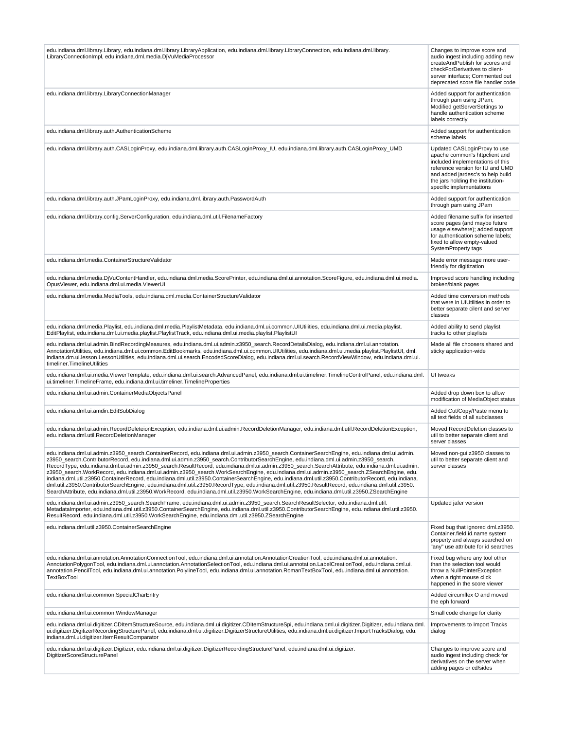| | |
|---|---|
| edu.indiana.dml.library.Library, edu.indiana.dml.library.LibraryApplication, edu.indiana.dml.library.LibraryConnection, edu.indiana.dml.library.LibraryConnectionImpl, edu.indiana.dml.media.DjVuMediaProcessor | Changes to improve score and audio ingest including adding new createAndPublish for scores and checkForDerivatives to client-server interface; Commented out deprecated score file handler code |
| edu.indiana.dml.library.LibraryConnectionManager | Added support for authentication through pam using JPam; Modified getServerSettings to handle authentication scheme labels correctly |
| edu.indiana.dml.library.auth.AuthenticationScheme | Added support for authentication scheme labels |
| edu.indiana.dml.library.auth.CASLoginProxy, edu.indiana.dml.library.auth.CASLoginProxy_IU, edu.indiana.dml.library.auth.CASLoginProxy_UMD | Updated CASLoginProxy to use apache common's httpclient and included implementations of this reference version for IU and UMD and added jardesc's to help build the jars holding the institution-specific implementations |
| edu.indiana.dml.library.auth.JPamLoginProxy, edu.indiana.dml.library.auth.PasswordAuth | Added support for authentication through pam using JPam |
| edu.indiana.dml.library.config.ServerConfiguration, edu.indiana.dml.util.FilenameFactory | Added filename suffix for inserted score pages (and maybe future usage elsewhere); added support for authentication scheme labels; fixed to allow empty-valued SystemProperty tags |
| edu.indiana.dml.media.ContainerStructureValidator | Made error message more user-friendly for digitization |
| edu.indiana.dml.media.DjVuContentHandler, edu.indiana.dml.media.ScorePrinter, edu.indiana.dml.ui.annotation.ScoreFigure, edu.indiana.dml.ui.media.OpusViewer, edu.indiana.dml.ui.media.ViewerUI | Improved score handling including broken/blank pages |
| edu.indiana.dml.media.MediaTools, edu.indiana.dml.media.ContainerStructureValidator | Added time conversion methods that were in UIUtilities in order to better separate cilent and server classes |
| edu.indiana.dml.media.Playlist, edu.indiana.dml.media.PlaylistMetadata, edu.indiana.dml.ui.common.UIUtilities, edu.indiana.dml.ui.media.playlist.EditPlaylist, edu.indiana.dml.ui.media.playlist.PlaylistTrack, edu.indiana.dml.ui.media.playlist.PlaylistUI | Added ability to send playlist tracks to other playlists |
| edu.indiana.dml.ui.admin.BindRecordingMeasures, edu.indiana.dml.ui.admin.z3950_search.RecordDetailsDialog, edu.indiana.dml.ui.annotation.AnnotationUtilities, edu.indiana.dml.ui.common.EditBookmarks, edu.indiana.dml.ui.common.UIUtilities, edu.indiana.dml.ui.media.playlist.PlaylistUI, dml.indiana.dm.ui.lesson.LessonUtilities, edu.indiana.dml.ui.search.EncodedScoreDialog, edu.indiana.dml.ui.search.RecordViewWindow, edu.indiana.dml.ui.timeliner.TimelineUtilities | Made all file choosers shared and sticky application-wide |
| edu.indiana.dml.ui.media.ViewerTemplate, edu.indiana.dml.ui.search.AdvancedPanel, edu.indiana.dml.ui.timeliner.TimelineControlPanel, edu.indiana.dml.ui.timeliner.TimelineFrame, edu.indiana.dml.ui.timeliner.TimelineProperties | UI tweaks |
| edu.indiana.dml.ui.admin.ContainerMediaObjectsPanel | Added drop down box to allow modification of MediaObject status |
| edu.indiana.dml.ui.amdin.EditSubDialog | Added Cut/Copy/Paste menu to all text fields of all subclasses |
| edu.indiana.dml.ui.admin.RecordDeleteionException, edu.indiana.dml.ui.admin.RecordDeletionManager, edu.indiana.dml.util.RecordDeletionException, edu.indiana.dml.util.RecordDeletionManager | Moved RecordDeletion classes to util to better separate client and server classes |
| edu.indiana.dml.ui.admin.z3950_search.ContainerRecord, edu.indiana.dml.ui.admin.z3950_search.ContainerSearchEngine, edu.indiana.dml.ui.admin.z3950_search.ContributorRecord, edu.indiana.dml.ui.admin.z3950_search.ContributorSearchEngine, edu.indiana.dml.ui.admin.z3950_search.RecordType, edu.indiana.dml.ui.admin.z3950_search.ResultRecord, edu.indiana.dml.ui.admin.z3950_search.SearchAttribute, edu.indiana.dml.ui.admin.z3950_search.WorkRecord, edu.indiana.dml.ui.admin.z3950_search.WorkSearchEngine, edu.indiana.dml.ui.admin.z3950_search.ZSearchEngine, edu.indiana.dml.util.z3950.ContainerRecord, edu.indiana.dml.util.z3950.ContainerSearchEngine, edu.indiana.dml.util.z3950.ContributorRecord, edu.indiana.dml.util.z3950.ContributorSearchEngine, edu.indiana.dml.util.z3950.RecordType, edu.indiana.dml.util.z3950.ResultRecord, edu.indiana.dml.util.z3950.SearchAttribute, edu.indiana.dml.util.z3950.WorkRecord, edu.indiana.dml.util.z3950.WorkSearchEngine, edu.indiana.dml.util.z3950.ZSearchEngine | Moved non-gui z3950 classes to util to better separate client and server classes |
| edu.indiana.dml.ui.admin.z3950_search.SearchFrame, edu.indiana.dml.ui.admin.z3950_search.SearchResultSelector, edu.indiana.dml.util.MetadataImporter, edu.indiana.dml.util.z3950.ContainerSearchEngine, edu.indiana.dml.util.z3950.ContributorSearchEngine, edu.indiana.dml.util.z3950.ResultRecord, edu.indiana.dml.util.z3950.WorkSearchEngine, edu.indiana.dml.util.z3950.ZSearchEngine | Updated jafer version |
| edu.indiana.dml.util.z3950.ContainerSearchEngine | Fixed bug that ignored dml.z3950.Container.field.id.name system property and always searched on "any" use attribute for id searches |
| edu.indiana.dml.ui.annotation.AnnotationConnectionTool, edu.indiana.dml.ui.annotation.AnnotationCreationTool, edu.indiana.dml.ui.annotation.AnnotationPolygonTool, edu.indiana.dml.ui.annotation.AnnotationSelectionTool, edu.indiana.dml.ui.annotation.LabelCreationTool, edu.indiana.dml.ui.annotation.PencilTool, edu.indiana.dml.ui.annotation.PolylineTool, edu.indiana.dml.ui.annotation.RomanTextBoxTool, edu.indiana.dml.ui.annotation.TextBoxTool | Fixed bug where any tool other than the selection tool would throw a NullPointerException when a right mouse click happened in the score viewer |
| edu.indiana.dml.ui.common.SpecialCharEntry | Added circumflex O and moved the eph forward |
| edu.indiana.dml.ui.common.WindowManager | Small code change for clarity |
| edu.indiana.dml.ui.digitizer.CDItemStructureSource, edu.indiana.dml.ui.digitizer.CDItemStructureSpi, edu.indiana.dml.ui.digitizer.Digitizer, edu.indiana.dml.ui.digitizer.DigitizerRecordingStructurePanel, edu.indiana.dml.ui.digitizer.DigitizerStructureUtilities, edu.indiana.dml.ui.digitizer.ImportTracksDialog, edu.indiana.dml.ui.digitizer.ItemResultComparator | Improvements to Import Tracks dialog |
| edu.indiana.dml.ui.digitizer.Digitizer, edu.indiana.dml.ui.digitizer.DigitizerRecordingStructurePanel, edu.indiana.dml.ui.digitizer.DigitizerScoreStructurePanel | Changes to improve score and audio ingest including check for derivatives on the server when adding pages or cd/sides |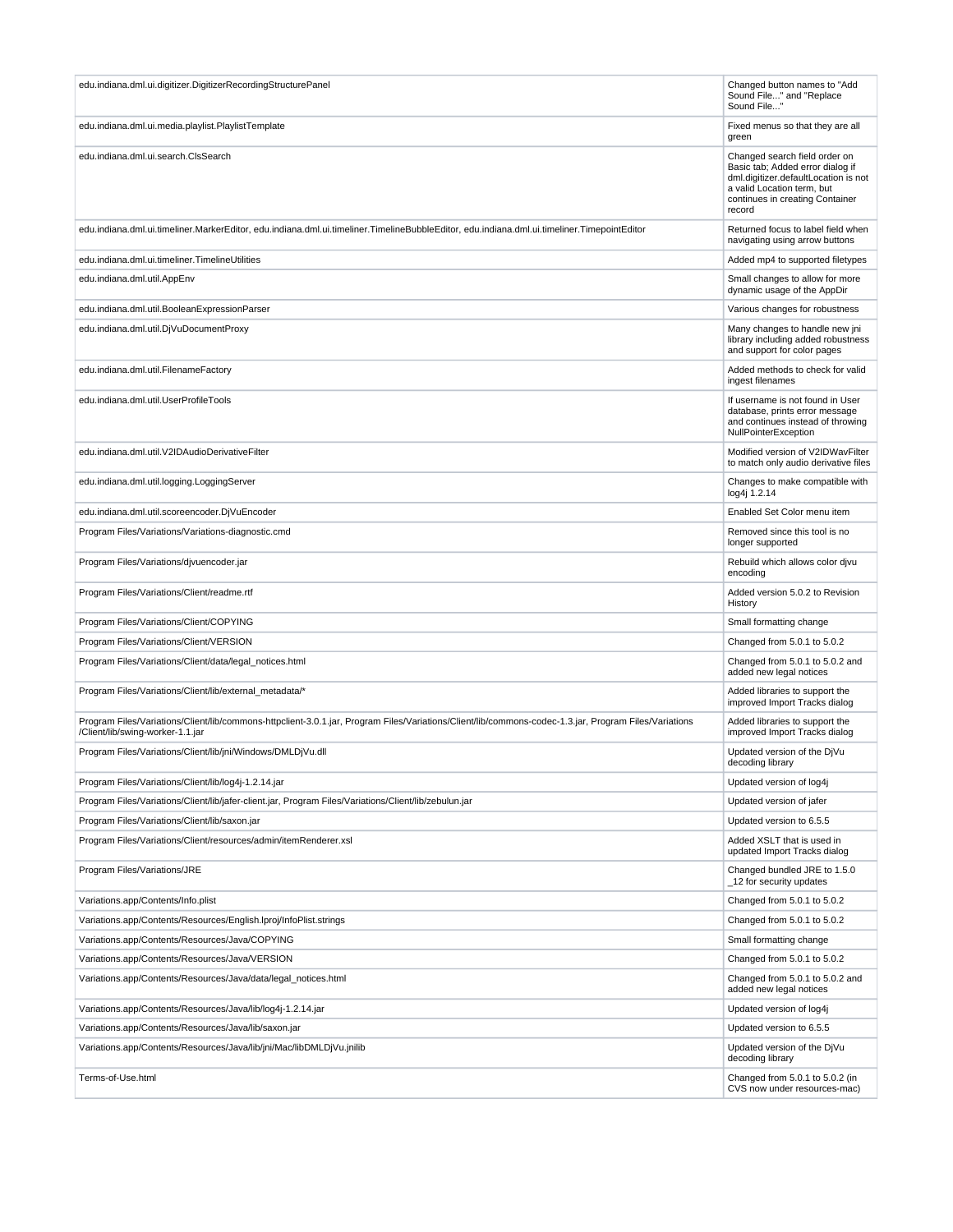| | |
|---|---|
| edu.indiana.dml.ui.digitizer.DigitizerRecordingStructurePanel | Changed button names to "Add Sound File..." and "Replace Sound File..." |
| edu.indiana.dml.ui.media.playlist.PlaylistTemplate | Fixed menus so that they are all green |
| edu.indiana.dml.ui.search.ClsSearch | Changed search field order on Basic tab; Added error dialog if dml.digitizer.defaultLocation is not a valid Location term, but continues in creating Container record |
| edu.indiana.dml.ui.timeliner.MarkerEditor, edu.indiana.dml.ui.timeliner.TimelineBubbleEditor, edu.indiana.dml.ui.timeliner.TimepointEditor | Returned focus to label field when navigating using arrow buttons |
| edu.indiana.dml.ui.timeliner.TimelineUtilities | Added mp4 to supported filetypes |
| edu.indiana.dml.util.AppEnv | Small changes to allow for more dynamic usage of the AppDir |
| edu.indiana.dml.util.BooleanExpressionParser | Various changes for robustness |
| edu.indiana.dml.util.DjVuDocumentProxy | Many changes to handle new jni library including added robustness and support for color pages |
| edu.indiana.dml.util.FilenameFactory | Added methods to check for valid ingest filenames |
| edu.indiana.dml.util.UserProfileTools | If username is not found in User database, prints error message and continues instead of throwing NullPointerException |
| edu.indiana.dml.util.V2IDAudioDerivativeFilter | Modified version of V2IDWavFilter to match only audio derivative files |
| edu.indiana.dml.util.logging.LoggingServer | Changes to make compatible with log4j 1.2.14 |
| edu.indiana.dml.util.scoreencoder.DjVuEncoder | Enabled Set Color menu item |
| Program Files/Variations/Variations-diagnostic.cmd | Removed since this tool is no longer supported |
| Program Files/Variations/djvuencoder.jar | Rebuild which allows color djvu encoding |
| Program Files/Variations/Client/readme.rtf | Added version 5.0.2 to Revision History |
| Program Files/Variations/Client/COPYING | Small formatting change |
| Program Files/Variations/Client/VERSION | Changed from 5.0.1 to 5.0.2 |
| Program Files/Variations/Client/data/legal_notices.html | Changed from 5.0.1 to 5.0.2 and added new legal notices |
| Program Files/Variations/Client/lib/external_metadata/* | Added libraries to support the improved Import Tracks dialog |
| Program Files/Variations/Client/lib/commons-httpclient-3.0.1.jar, Program Files/Variations/Client/lib/commons-codec-1.3.jar, Program Files/Variations /Client/lib/swing-worker-1.1.jar | Added libraries to support the improved Import Tracks dialog |
| Program Files/Variations/Client/lib/jni/Windows/DMLDjVu.dll | Updated version of the DjVu decoding library |
| Program Files/Variations/Client/lib/log4j-1.2.14.jar | Updated version of log4j |
| Program Files/Variations/Client/lib/jafer-client.jar, Program Files/Variations/Client/lib/zebulun.jar | Updated version of jafer |
| Program Files/Variations/Client/lib/saxon.jar | Updated version to 6.5.5 |
| Program Files/Variations/Client/resources/admin/itemRenderer.xsl | Added XSLT that is used in updated Import Tracks dialog |
| Program Files/Variations/JRE | Changed bundled JRE to 1.5.0 _12 for security updates |
| Variations.app/Contents/Info.plist | Changed from 5.0.1 to 5.0.2 |
| Variations.app/Contents/Resources/English.lproj/InfoPlist.strings | Changed from 5.0.1 to 5.0.2 |
| Variations.app/Contents/Resources/Java/COPYING | Small formatting change |
| Variations.app/Contents/Resources/Java/VERSION | Changed from 5.0.1 to 5.0.2 |
| Variations.app/Contents/Resources/Java/data/legal_notices.html | Changed from 5.0.1 to 5.0.2 and added new legal notices |
| Variations.app/Contents/Resources/Java/lib/log4j-1.2.14.jar | Updated version of log4j |
| Variations.app/Contents/Resources/Java/lib/saxon.jar | Updated version to 6.5.5 |
| Variations.app/Contents/Resources/Java/lib/jni/Mac/libDMLDjVu.jnilib | Updated version of the DjVu decoding library |
| Terms-of-Use.html | Changed from 5.0.1 to 5.0.2 (in CVS now under resources-mac) |